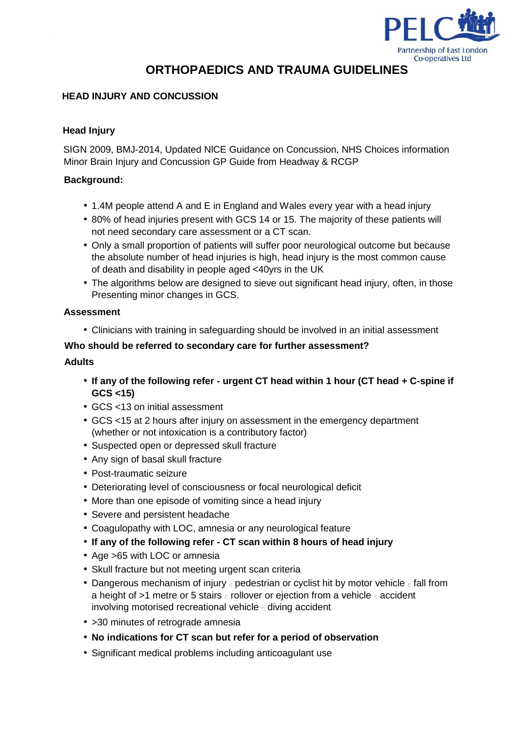PELC
Partnership of East London Co-operatives Ltd

# ORTHOPAEDICS AND TRAUMA GUIDELINES

## HEAD INJURY AND CONCUSSION

### Head Injury

SIGN 2009, BMJ-2014, Updated NICE Guidance on Concussion, NHS Choices information Minor Brain Injury and Concussion GP Guide from Headway & RCGP

### Background:

- 1.4M people attend A and E in England and Wales every year with a head injury
- 80% of head injuries present with GCS 14 or 15. The majority of these patients will not need secondary care assessment or a CT scan.
- Only a small proportion of patients will suffer poor neurological outcome but because the absolute number of head injuries is high, head injury is the most common cause of death and disability in people aged <40yrs in the UK
- The algorithms below are designed to sieve out significant head injury, often, in those Presenting minor changes in GCS.

### Assessment

- Clinicians with training in safeguarding should be involved in an initial assessment

### Who should be referred to secondary care for further assessment?

### Adults

- **If any of the following refer - urgent CT head within 1 hour (CT head + C-spine if GCS <15)**
- GCS <13 on initial assessment
- GCS <15 at 2 hours after injury on assessment in the emergency department (whether or not intoxication is a contributory factor)
- Suspected open or depressed skull fracture
- Any sign of basal skull fracture
- Post-traumatic seizure
- Deteriorating level of consciousness or focal neurological deficit
- More than one episode of vomiting since a head injury
- Severe and persistent headache
- Coagulopathy with LOC, amnesia or any neurological feature
- **If any of the following refer - CT scan within 8 hours of head injury**
- Age >65 with LOC or amnesia
- Skull fracture but not meeting urgent scan criteria
- Dangerous mechanism of injury ◦ pedestrian or cyclist hit by motor vehicle ◦ fall from a height of >1 metre or 5 stairs ◦ rollover or ejection from a vehicle ◦ accident involving motorised recreational vehicle ◦ diving accident
- >30 minutes of retrograde amnesia
- **No indications for CT scan but refer for a period of observation**
- Significant medical problems including anticoagulant use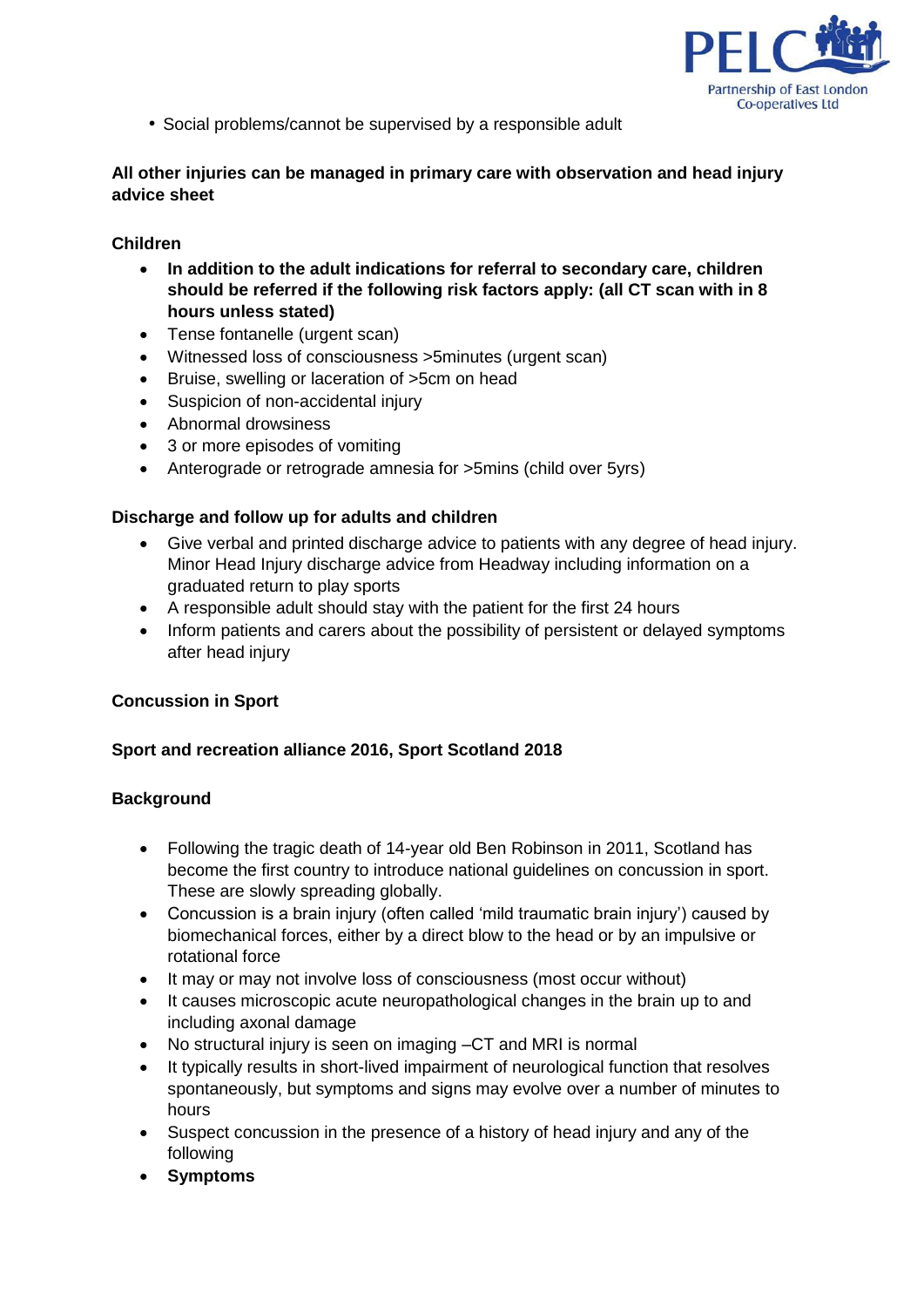- Social problems/cannot be supervised by a responsible adult

**All other injuries can be managed in primary care with observation and head injury advice sheet**

**Children**

- **In addition to the adult indications for referral to secondary care, children should be referred if the following risk factors apply: (all CT scan with in 8 hours unless stated)**
- Tense fontanelle (urgent scan)
- Witnessed loss of consciousness >5minutes (urgent scan)
- Bruise, swelling or laceration of >5cm on head
- Suspicion of non-accidental injury
- Abnormal drowsiness
- 3 or more episodes of vomiting
- Anterograde or retrograde amnesia for >5mins (child over 5yrs)

**Discharge and follow up for adults and children**

- Give verbal and printed discharge advice to patients with any degree of head injury. Minor Head Injury discharge advice from Headway including information on a graduated return to play sports
- A responsible adult should stay with the patient for the first 24 hours
- Inform patients and carers about the possibility of persistent or delayed symptoms after head injury

**Concussion in Sport**

**Sport and recreation alliance 2016, Sport Scotland 2018**

**Background**

- Following the tragic death of 14-year old Ben Robinson in 2011, Scotland has become the first country to introduce national guidelines on concussion in sport. These are slowly spreading globally.
- Concussion is a brain injury (often called 'mild traumatic brain injury') caused by biomechanical forces, either by a direct blow to the head or by an impulsive or rotational force
- It may or may not involve loss of consciousness (most occur without)
- It causes microscopic acute neuropathological changes in the brain up to and including axonal damage
- No structural injury is seen on imaging –CT and MRI is normal
- It typically results in short-lived impairment of neurological function that resolves spontaneously, but symptoms and signs may evolve over a number of minutes to hours
- Suspect concussion in the presence of a history of head injury and any of the following
- **Symptoms**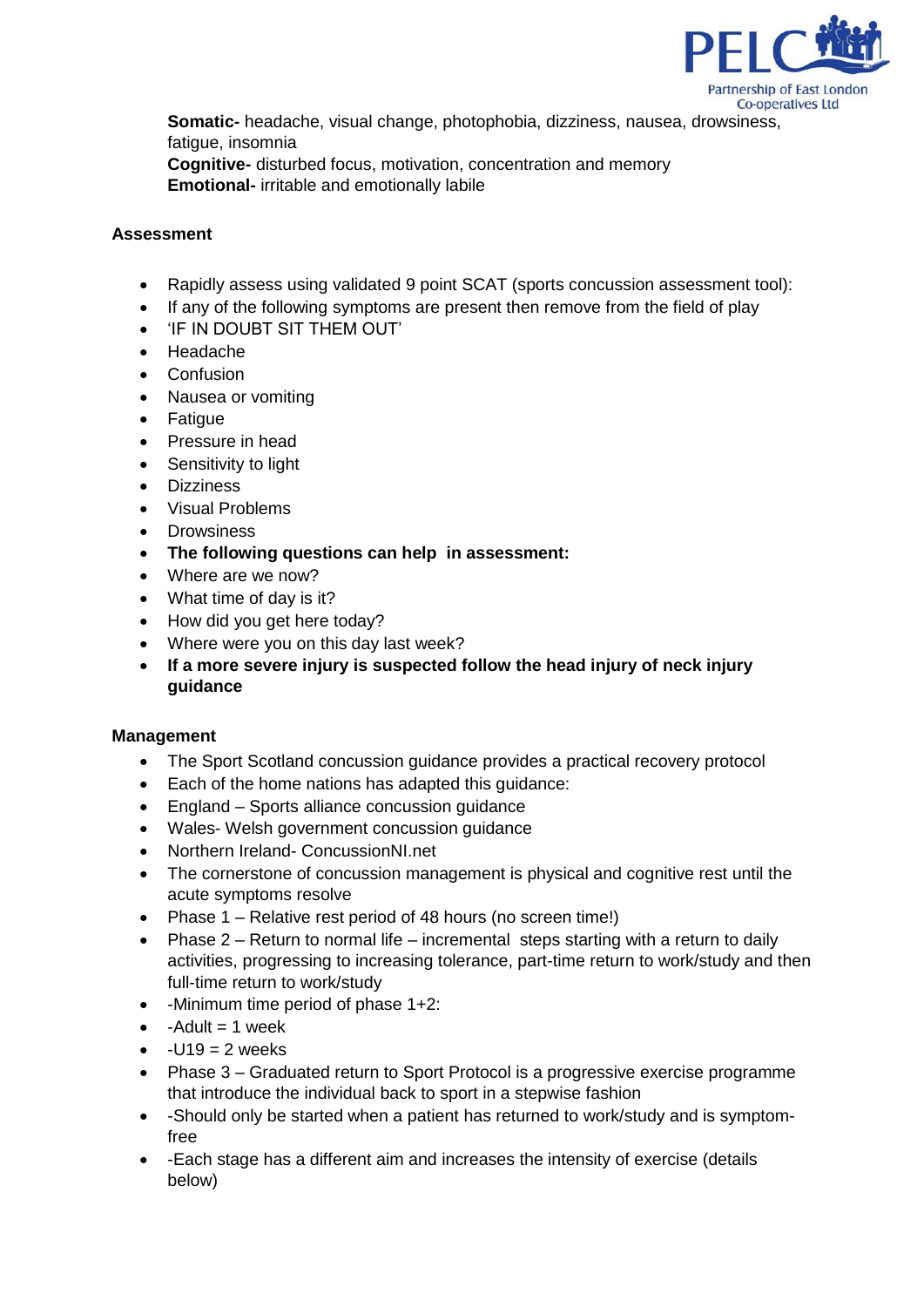**Somatic-** headache, visual change, photophobia, dizziness, nausea, drowsiness, fatigue, insomnia
**Cognitive-** disturbed focus, motivation, concentration and memory
**Emotional-** irritable and emotionally labile

**Assessment**

- Rapidly assess using validated 9 point SCAT (sports concussion assessment tool):
- If any of the following symptoms are present then remove from the field of play
- 'IF IN DOUBT SIT THEM OUT'
- Headache
- Confusion
- Nausea or vomiting
- Fatigue
- Pressure in head
- Sensitivity to light
- Dizziness
- Visual Problems
- Drowsiness
- **The following questions can help in assessment:**
- Where are we now?
- What time of day is it?
- How did you get here today?
- Where were you on this day last week?
- **If a more severe injury is suspected follow the head injury of neck injury guidance**

**Management**

- The Sport Scotland concussion guidance provides a practical recovery protocol
- Each of the home nations has adapted this guidance:
- England – Sports alliance concussion guidance
- Wales- Welsh government concussion guidance
- Northern Ireland- ConcussionNI.net
- The cornerstone of concussion management is physical and cognitive rest until the acute symptoms resolve
- Phase 1 – Relative rest period of 48 hours (no screen time!)
- Phase 2 – Return to normal life – incremental steps starting with a return to daily activities, progressing to increasing tolerance, part-time return to work/study and then full-time return to work/study
- -Minimum time period of phase 1+2:
- -Adult = 1 week
- -U19 = 2 weeks
- Phase 3 – Graduated return to Sport Protocol is a progressive exercise programme that introduce the individual back to sport in a stepwise fashion
- -Should only be started when a patient has returned to work/study and is symptom-free
- -Each stage has a different aim and increases the intensity of exercise (details below)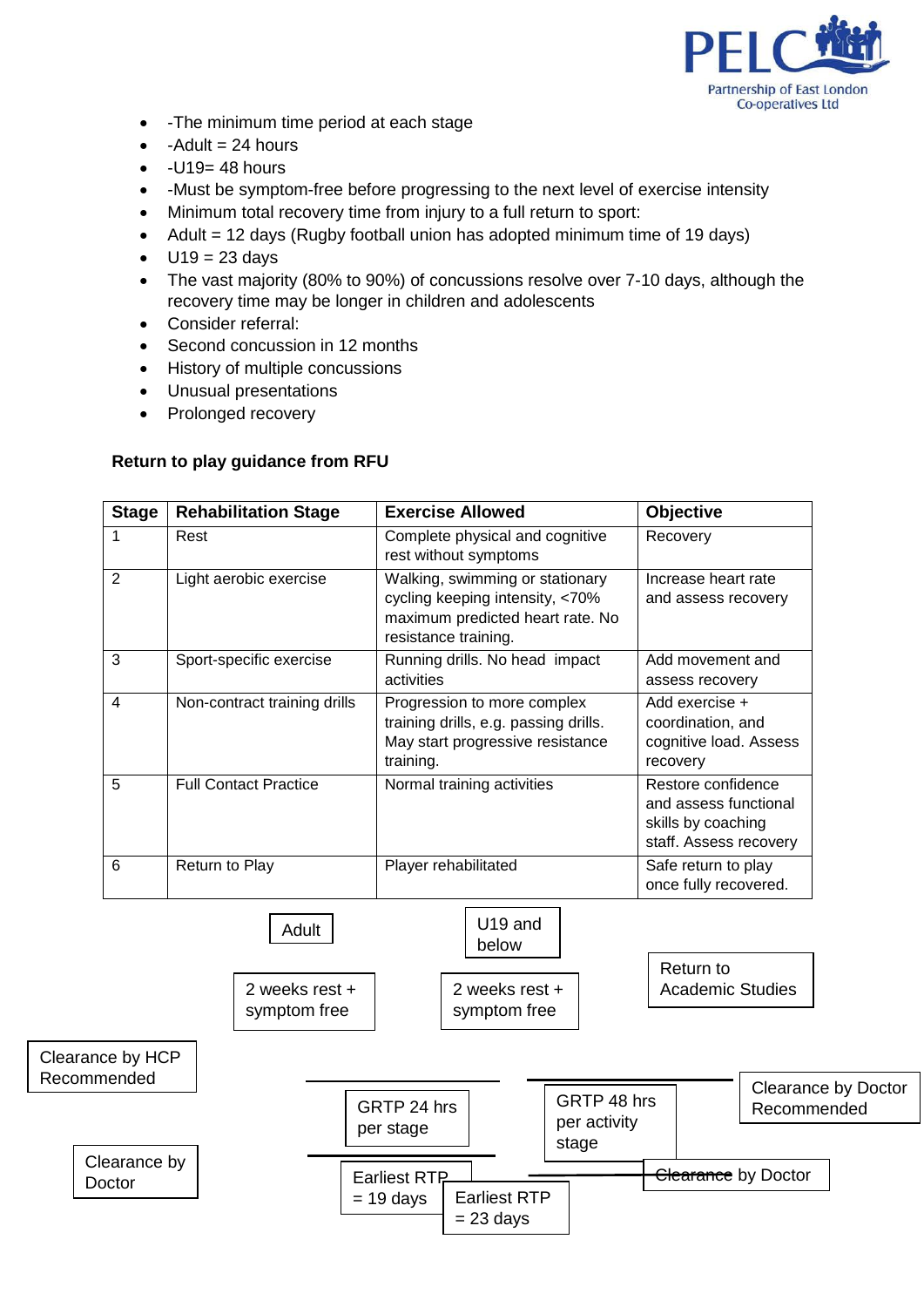- -The minimum time period at each stage
- -Adult = 24 hours
- -U19= 48 hours
- -Must be symptom-free before progressing to the next level of exercise intensity
- Minimum total recovery time from injury to a full return to sport:
- Adult = 12 days (Rugby football union has adopted minimum time of 19 days)
- U19 = 23 days
- The vast majority (80% to 90%) of concussions resolve over 7-10 days, although the recovery time may be longer in children and adolescents
- Consider referral:
- Second concussion in 12 months
- History of multiple concussions
- Unusual presentations
- Prolonged recovery

**Return to play guidance from RFU**

| Stage | Rehabilitation Stage | Exercise Allowed | Objective |
|---|---|---|---|
| 1 | Rest | Complete physical and cognitive rest without symptoms | Recovery |
| 2 | Light aerobic exercise | Walking, swimming or stationary cycling keeping intensity, <70% maximum predicted heart rate. No resistance training. | Increase heart rate and assess recovery |
| 3 | Sport-specific exercise | Running drills. No head impact activities | Add movement and assess recovery |
| 4 | Non-contract training drills | Progression to more complex training drills, e.g. passing drills. May start progressive resistance training. | Add exercise + coordination, and cognitive load. Assess recovery |
| 5 | Full Contact Practice | Normal training activities | Restore confidence and assess functional skills by coaching staff. Assess recovery |
| 6 | Return to Play | Player rehabilitated | Safe return to play once fully recovered. |

Adult

U19 and below

2 weeks rest + symptom free

2 weeks rest + symptom free

Return to Academic Studies

Clearance by HCP Recommended

GRTP 24 hrs per stage

GRTP 48 hrs per activity stage

Clearance by Doctor Recommended

Clearance by Doctor

Earliest RTP = 19 days

Earliest RTP = 23 days

Clearance by Doctor